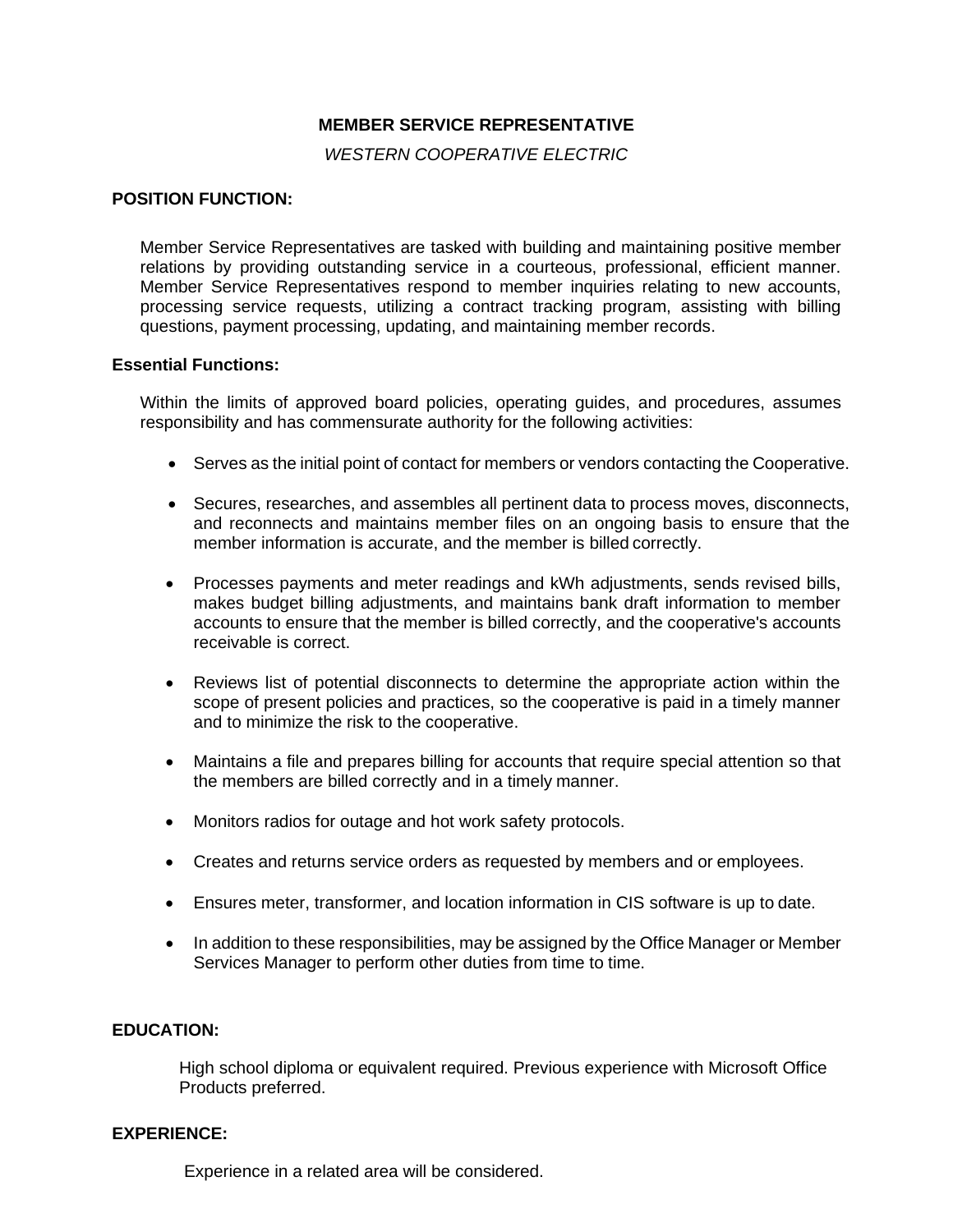# MEMBER SERVICE REPRESENTATIVE

*WESTERN COOPERATIVE ELECTRIC*

## POSITION FUNCTION:

Member Service Representatives are tasked with building and maintaining positive member relations by providing outstanding service in a courteous, professional, efficient manner. Member Service Representatives respond to member inquiries relating to new accounts, processing service requests, utilizing a contract tracking program, assisting with billing questions, payment processing, updating, and maintaining member records.

### Essential Functions:

Within the limits of approved board policies, operating guides, and procedures, assumes responsibility and has commensurate authority for the following activities:

- Serves as the initial point of contact for members or vendors contacting the Cooperative.
- Secures, researches, and assembles all pertinent data to process moves, disconnects, and reconnects and maintains member files on an ongoing basis to ensure that the member information is accurate, and the member is billed correctly.
- Processes payments and meter readings and kWh adjustments, sends revised bills, makes budget billing adjustments, and maintains bank draft information to member accounts to ensure that the member is billed correctly, and the cooperative's accounts receivable is correct.
- Reviews list of potential disconnects to determine the appropriate action within the scope of present policies and practices, so the cooperative is paid in a timely manner and to minimize the risk to the cooperative.
- Maintains a file and prepares billing for accounts that require special attention so that the members are billed correctly and in a timely manner.
- Monitors radios for outage and hot work safety protocols.
- Creates and returns service orders as requested by members and or employees.
- Ensures meter, transformer, and location information in CIS software is up to date.
- In addition to these responsibilities, may be assigned by the Office Manager or Member Services Manager to perform other duties from time to time.

## EDUCATION:

High school diploma or equivalent required. Previous experience with Microsoft Office Products preferred.

## EXPERIENCE:

Experience in a related area will be considered.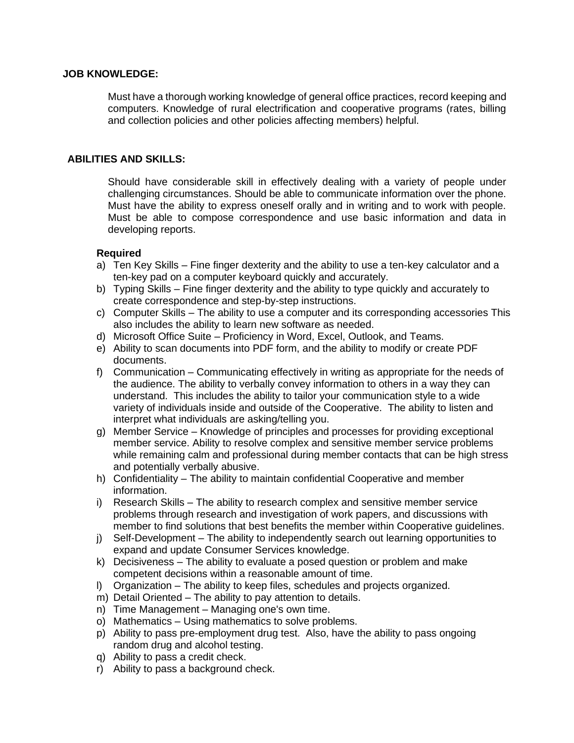## JOB KNOWLEDGE:

Must have a thorough working knowledge of general office practices, record keeping and computers. Knowledge of rural electrification and cooperative programs (rates, billing and collection policies and other policies affecting members) helpful.

## ABILITIES AND SKILLS:

Should have considerable skill in effectively dealing with a variety of people under challenging circumstances. Should be able to communicate information over the phone. Must have the ability to express oneself orally and in writing and to work with people. Must be able to compose correspondence and use basic information and data in developing reports.

**Required**

a) Ten Key Skills – Fine finger dexterity and the ability to use a ten-key calculator and a ten-key pad on a computer keyboard quickly and accurately.
b) Typing Skills – Fine finger dexterity and the ability to type quickly and accurately to create correspondence and step-by-step instructions.
c) Computer Skills – The ability to use a computer and its corresponding accessories This also includes the ability to learn new software as needed.
d) Microsoft Office Suite – Proficiency in Word, Excel, Outlook, and Teams.
e) Ability to scan documents into PDF form, and the ability to modify or create PDF documents.
f) Communication – Communicating effectively in writing as appropriate for the needs of the audience. The ability to verbally convey information to others in a way they can understand. This includes the ability to tailor your communication style to a wide variety of individuals inside and outside of the Cooperative. The ability to listen and interpret what individuals are asking/telling you.
g) Member Service – Knowledge of principles and processes for providing exceptional member service. Ability to resolve complex and sensitive member service problems while remaining calm and professional during member contacts that can be high stress and potentially verbally abusive.
h) Confidentiality – The ability to maintain confidential Cooperative and member information.
i) Research Skills – The ability to research complex and sensitive member service problems through research and investigation of work papers, and discussions with member to find solutions that best benefits the member within Cooperative guidelines.
j) Self-Development – The ability to independently search out learning opportunities to expand and update Consumer Services knowledge.
k) Decisiveness – The ability to evaluate a posed question or problem and make competent decisions within a reasonable amount of time.
l) Organization – The ability to keep files, schedules and projects organized.
m) Detail Oriented – The ability to pay attention to details.
n) Time Management – Managing one's own time.
o) Mathematics – Using mathematics to solve problems.
p) Ability to pass pre-employment drug test. Also, have the ability to pass ongoing random drug and alcohol testing.
q) Ability to pass a credit check.
r) Ability to pass a background check.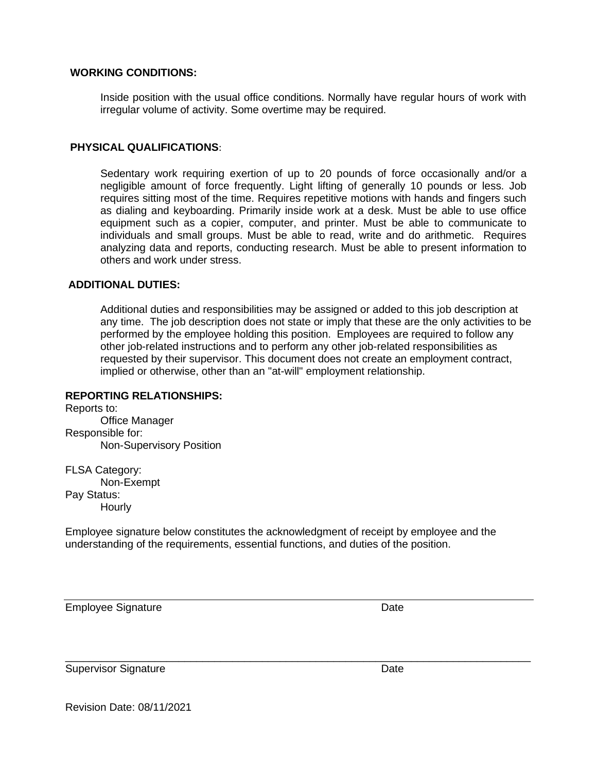**WORKING CONDITIONS:**

Inside position with the usual office conditions. Normally have regular hours of work with irregular volume of activity. Some overtime may be required.

**PHYSICAL QUALIFICATIONS**:

Sedentary work requiring exertion of up to 20 pounds of force occasionally and/or a negligible amount of force frequently. Light lifting of generally 10 pounds or less. Job requires sitting most of the time. Requires repetitive motions with hands and fingers such as dialing and keyboarding. Primarily inside work at a desk. Must be able to use office equipment such as a copier, computer, and printer. Must be able to communicate to individuals and small groups. Must be able to read, write and do arithmetic. Requires analyzing data and reports, conducting research. Must be able to present information to others and work under stress.

**ADDITIONAL DUTIES:**

Additional duties and responsibilities may be assigned or added to this job description at any time. The job description does not state or imply that these are the only activities to be performed by the employee holding this position. Employees are required to follow any other job-related instructions and to perform any other job-related responsibilities as requested by their supervisor. This document does not create an employment contract, implied or otherwise, other than an "at-will" employment relationship.

**REPORTING RELATIONSHIPS:**

Reports to:
Office Manager
Responsible for:
Non-Supervisory Position

FLSA Category:
Non-Exempt
Pay Status:
Hourly

Employee signature below constitutes the acknowledgment of receipt by employee and the understanding of the requirements, essential functions, and duties of the position.

Employee Signature Date

Supervisor Signature Date

Revision Date: 08/11/2021